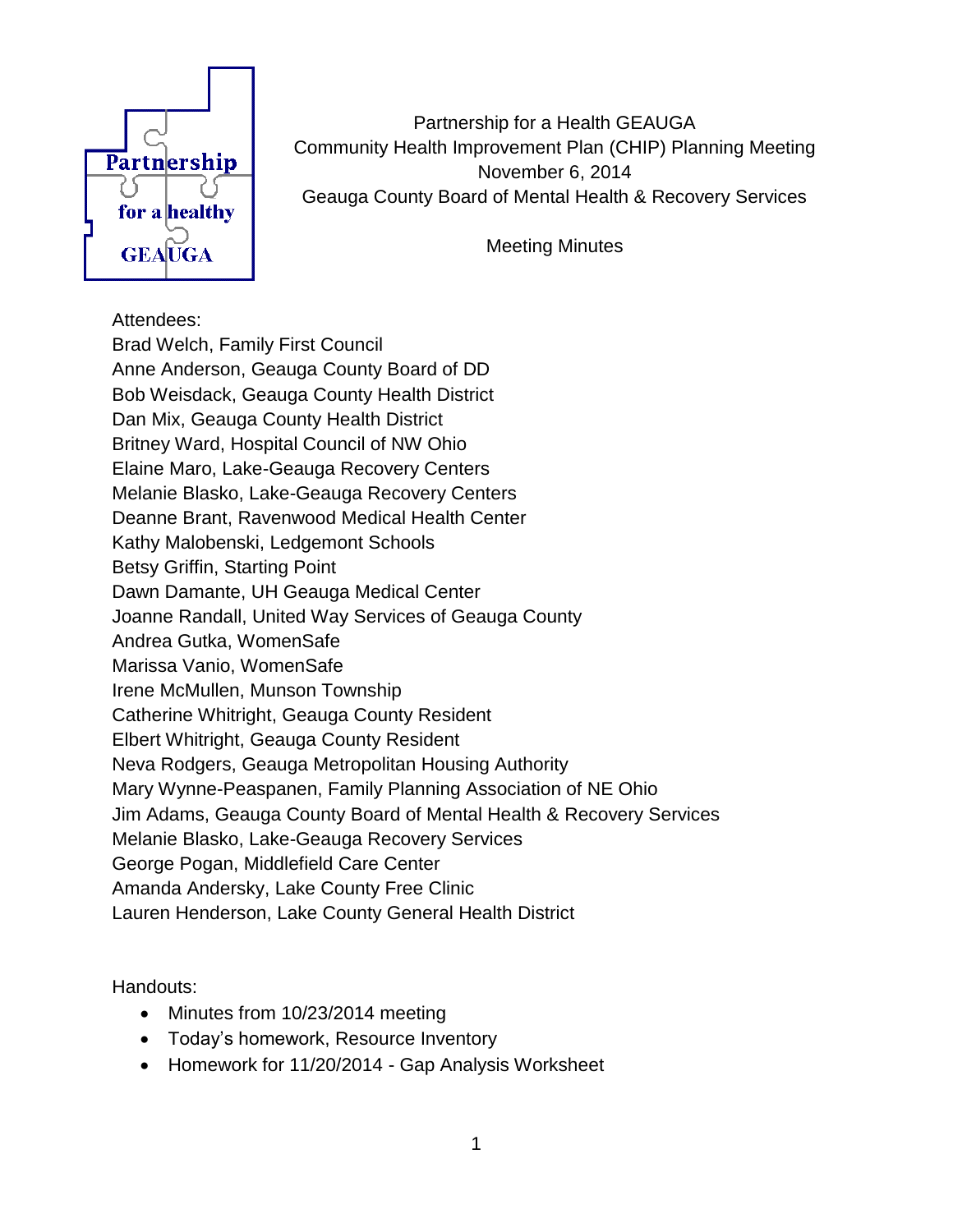Partnership for a Health GEAUGA
Community Health Improvement Plan (CHIP) Planning Meeting
November 6, 2014
Geauga County Board of Mental Health & Recovery Services

Meeting Minutes

Attendees:
Brad Welch, Family First Council
Anne Anderson, Geauga County Board of DD
Bob Weisdack, Geauga County Health District
Dan Mix, Geauga County Health District
Britney Ward, Hospital Council of NW Ohio
Elaine Maro, Lake-Geauga Recovery Centers
Melanie Blasko, Lake-Geauga Recovery Centers
Deanne Brant, Ravenwood Medical Health Center
Kathy Malobenski, Ledgemont Schools
Betsy Griffin, Starting Point
Dawn Damante, UH Geauga Medical Center
Joanne Randall, United Way Services of Geauga County
Andrea Gutka, WomenSafe
Marissa Vanio, WomenSafe
Irene McMullen, Munson Township
Catherine Whitright, Geauga County Resident
Elbert Whitright, Geauga County Resident
Neva Rodgers, Geauga Metropolitan Housing Authority
Mary Wynne-Peaspanen, Family Planning Association of NE Ohio
Jim Adams, Geauga County Board of Mental Health & Recovery Services
Melanie Blasko, Lake-Geauga Recovery Services
George Pogan, Middlefield Care Center
Amanda Andersky, Lake County Free Clinic
Lauren Henderson, Lake County General Health District

Handouts:

- Minutes from 10/23/2014 meeting
- Today's homework, Resource Inventory
- Homework for 11/20/2014 - Gap Analysis Worksheet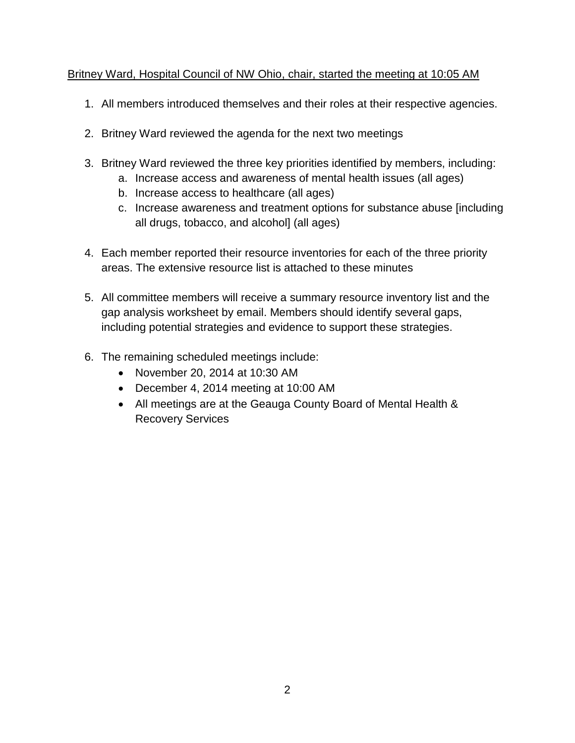<u>Britney Ward, Hospital Council of NW Ohio, chair, started the meeting at 10:05 AM</u>

1. All members introduced themselves and their roles at their respective agencies.

2. Britney Ward reviewed the agenda for the next two meetings

3. Britney Ward reviewed the three key priorities identified by members, including:
   a. Increase access and awareness of mental health issues (all ages)
   b. Increase access to healthcare (all ages)
   c. Increase awareness and treatment options for substance abuse [including all drugs, tobacco, and alcohol] (all ages)

4. Each member reported their resource inventories for each of the three priority areas. The extensive resource list is attached to these minutes

5. All committee members will receive a summary resource inventory list and the gap analysis worksheet by email. Members should identify several gaps, including potential strategies and evidence to support these strategies.

6. The remaining scheduled meetings include:
   - November 20, 2014 at 10:30 AM
   - December 4, 2014 meeting at 10:00 AM
   - All meetings are at the Geauga County Board of Mental Health & Recovery Services